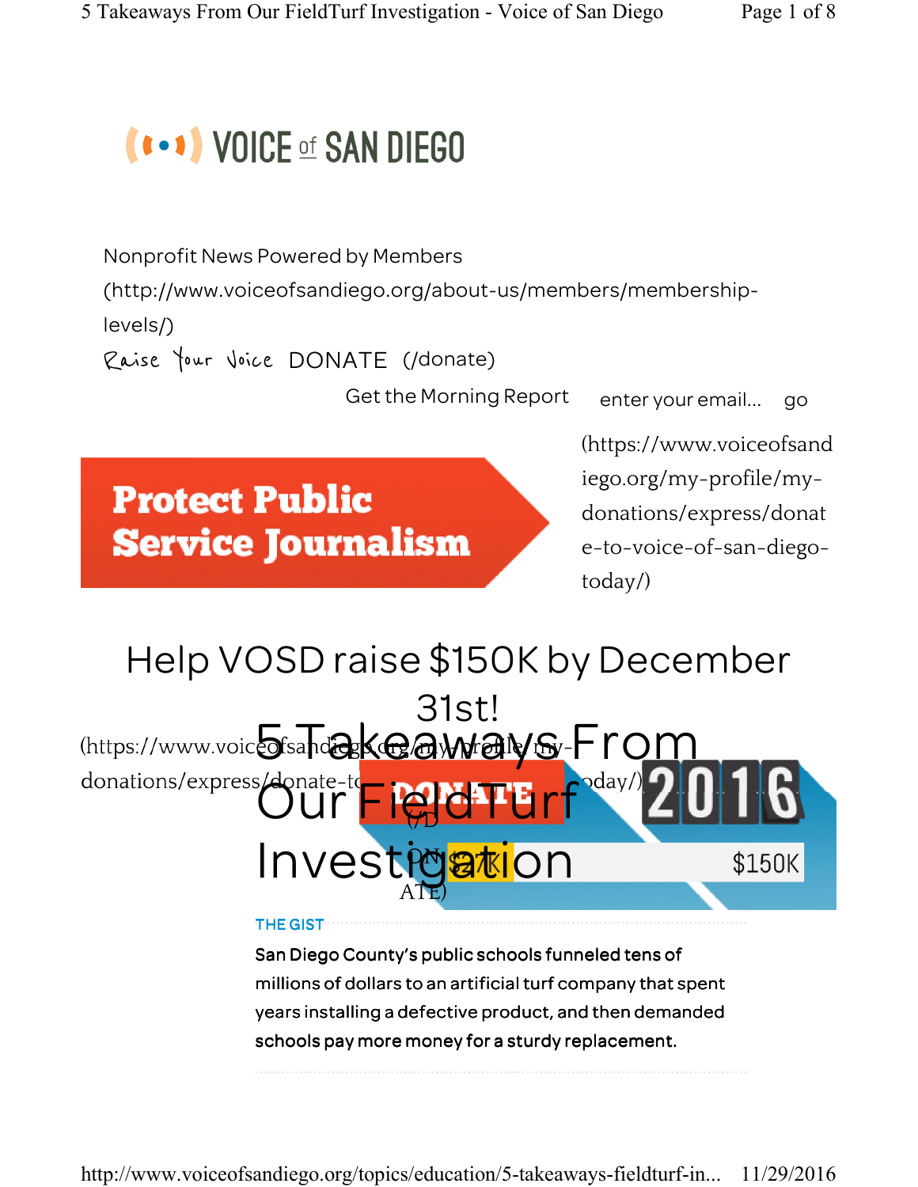VOICE of SAN DIEGO

Nonprofit News Powered by Members (http://www.voiceofsandiego.org/about-us/members/membership-levels/)

Raise Your Voice DONATE (/donate)

Get the Morning Report enter your email... go

Protect Public Service Journalism

(https://www.voiceofsandiego.org/my-profile/my-donations/express/donate-to-voice-of-san-diego-today/)

Help VOSD raise $150K by December 31st!

(https://www.voiceofsandiego.org/my-profile/my-donations/express/donate-to-voice-of-san-diego-today/)

DONATE (/DONATE)

2016

$27K $150K

# 5 Takeaways From Our FieldTurf Investigation

THE GIST

**San Diego County's public schools funneled tens of millions of dollars to an artificial turf company that spent years installing a defective product, and then demanded schools pay more money for a sturdy replacement.**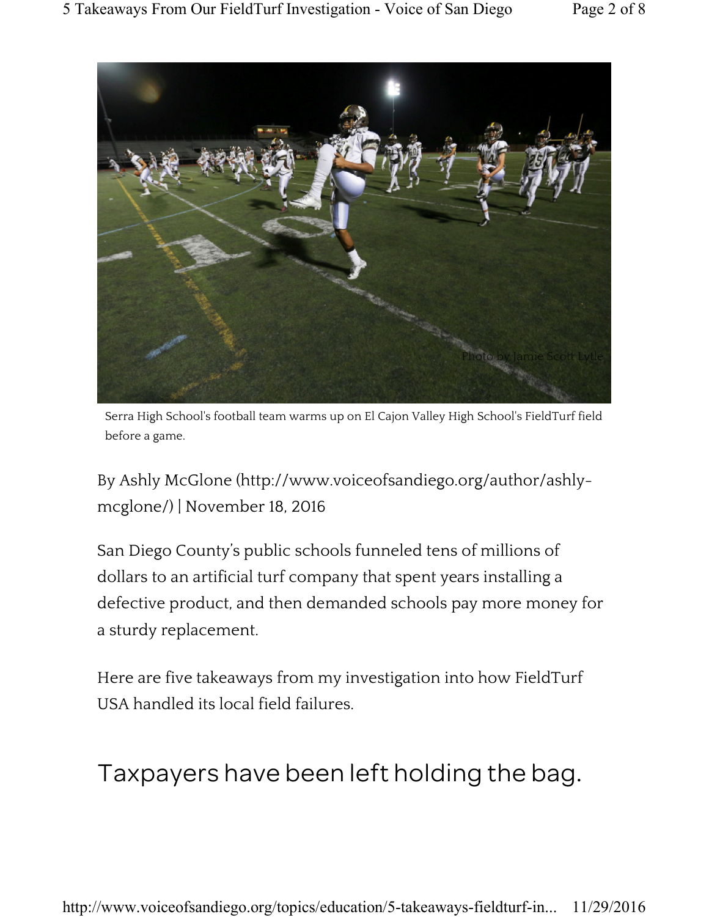Serra High School's football team warms up on El Cajon Valley High School's FieldTurf field before a game.

By Ashly McGlone (http://www.voiceofsandiego.org/author/ashly-mcglone/) | November 18, 2016

San Diego County's public schools funneled tens of millions of dollars to an artificial turf company that spent years installing a defective product, and then demanded schools pay more money for a sturdy replacement.

Here are five takeaways from my investigation into how FieldTurf USA handled its local field failures.

## Taxpayers have been left holding the bag.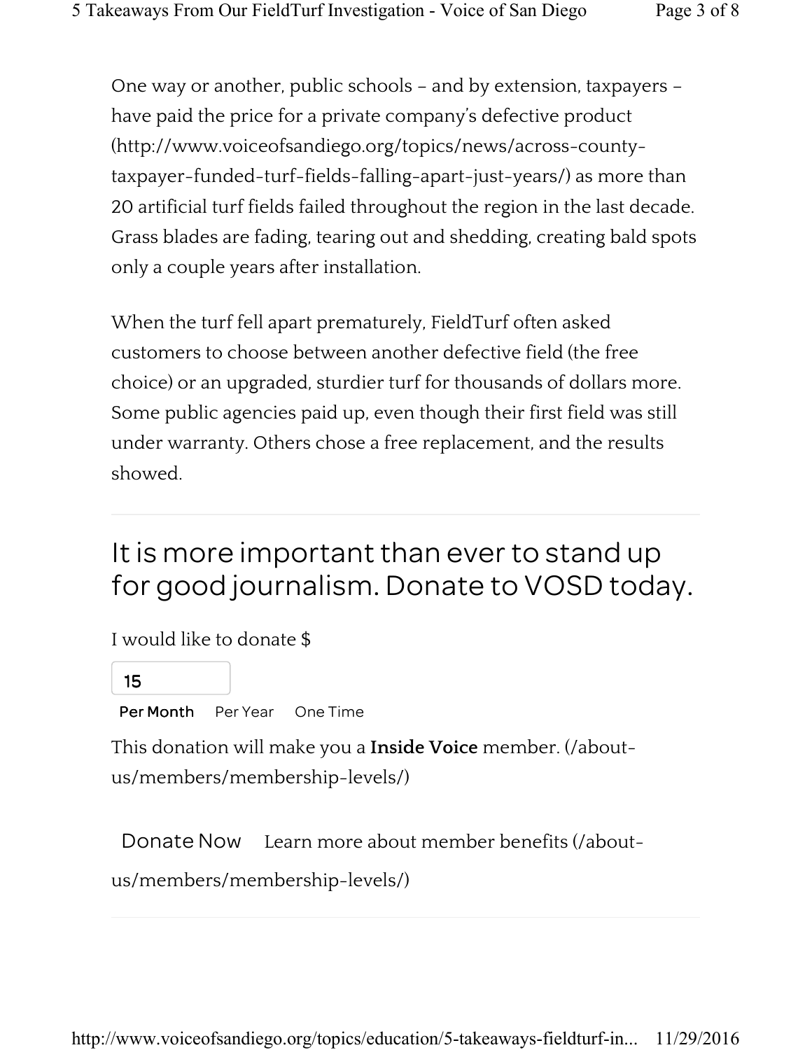One way or another, public schools – and by extension, taxpayers – have paid the price for a private company's defective product (http://www.voiceofsandiego.org/topics/news/across-county-taxpayer-funded-turf-fields-falling-apart-just-years/) as more than 20 artificial turf fields failed throughout the region in the last decade. Grass blades are fading, tearing out and shedding, creating bald spots only a couple years after installation.

When the turf fell apart prematurely, FieldTurf often asked customers to choose between another defective field (the free choice) or an upgraded, sturdier turf for thousands of dollars more. Some public agencies paid up, even though their first field was still under warranty. Others chose a free replacement, and the results showed.

---

## It is more important than ever to stand up for good journalism. Donate to VOSD today.

I would like to donate $

15

**Per Month** Per Year One Time

This donation will make you a **Inside Voice** member. (/about-us/members/membership-levels/)

Donate Now Learn more about member benefits (/about-us/members/membership-levels/)

---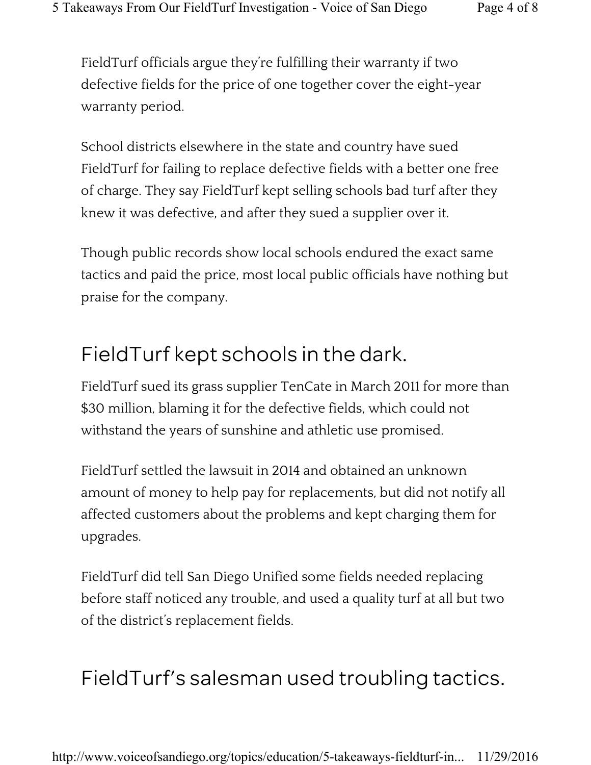FieldTurf officials argue they're fulfilling their warranty if two defective fields for the price of one together cover the eight-year warranty period.

School districts elsewhere in the state and country have sued FieldTurf for failing to replace defective fields with a better one free of charge. They say FieldTurf kept selling schools bad turf after they knew it was defective, and after they sued a supplier over it.

Though public records show local schools endured the exact same tactics and paid the price, most local public officials have nothing but praise for the company.

## FieldTurf kept schools in the dark.

FieldTurf sued its grass supplier TenCate in March 2011 for more than $30 million, blaming it for the defective fields, which could not withstand the years of sunshine and athletic use promised.

FieldTurf settled the lawsuit in 2014 and obtained an unknown amount of money to help pay for replacements, but did not notify all affected customers about the problems and kept charging them for upgrades.

FieldTurf did tell San Diego Unified some fields needed replacing before staff noticed any trouble, and used a quality turf at all but two of the district's replacement fields.

## FieldTurf's salesman used troubling tactics.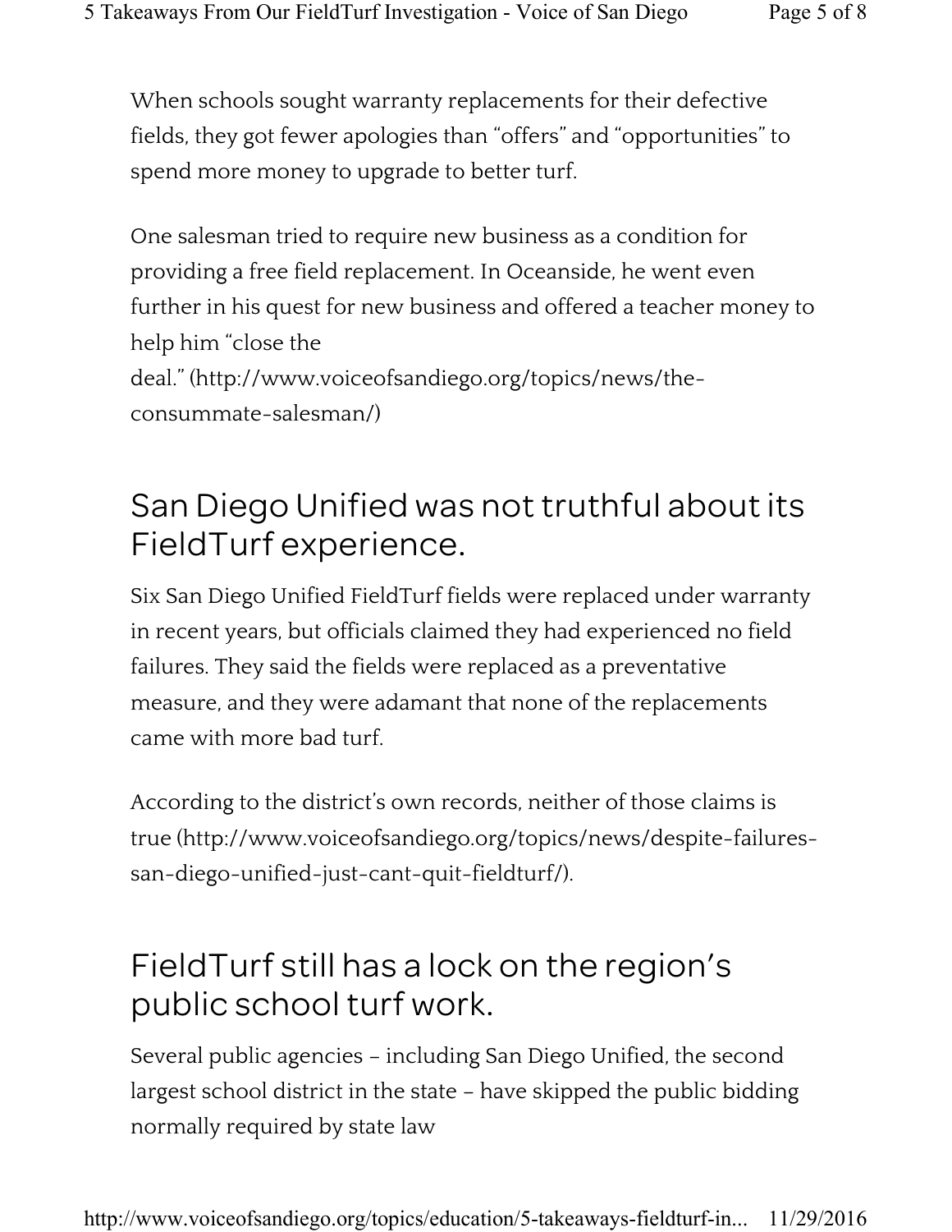When schools sought warranty replacements for their defective fields, they got fewer apologies than "offers" and "opportunities" to spend more money to upgrade to better turf.

One salesman tried to require new business as a condition for providing a free field replacement. In Oceanside, he went even further in his quest for new business and offered a teacher money to help him "close the deal." (http://www.voiceofsandiego.org/topics/news/the-consummate-salesman/)

## San Diego Unified was not truthful about its FieldTurf experience.

Six San Diego Unified FieldTurf fields were replaced under warranty in recent years, but officials claimed they had experienced no field failures. They said the fields were replaced as a preventative measure, and they were adamant that none of the replacements came with more bad turf.

According to the district's own records, neither of those claims is true (http://www.voiceofsandiego.org/topics/news/despite-failures-san-diego-unified-just-cant-quit-fieldturf/).

## FieldTurf still has a lock on the region's public school turf work.

Several public agencies – including San Diego Unified, the second largest school district in the state – have skipped the public bidding normally required by state law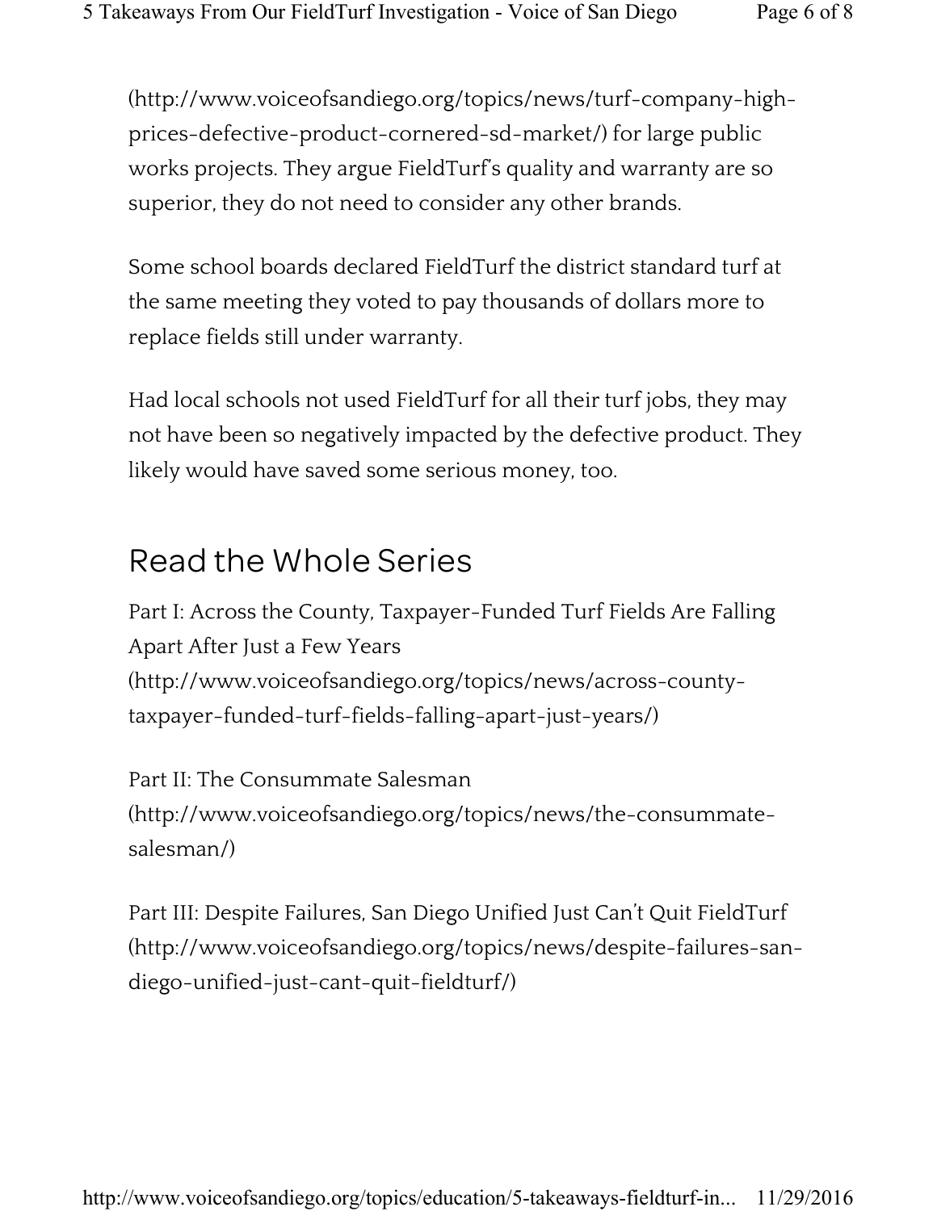(http://www.voiceofsandiego.org/topics/news/turf-company-high-prices-defective-product-cornered-sd-market/) for large public works projects. They argue FieldTurf's quality and warranty are so superior, they do not need to consider any other brands.

Some school boards declared FieldTurf the district standard turf at the same meeting they voted to pay thousands of dollars more to replace fields still under warranty.

Had local schools not used FieldTurf for all their turf jobs, they may not have been so negatively impacted by the defective product. They likely would have saved some serious money, too.

## Read the Whole Series

Part I: Across the County, Taxpayer-Funded Turf Fields Are Falling Apart After Just a Few Years (http://www.voiceofsandiego.org/topics/news/across-county-taxpayer-funded-turf-fields-falling-apart-just-years/)

Part II: The Consummate Salesman (http://www.voiceofsandiego.org/topics/news/the-consummate-salesman/)

Part III: Despite Failures, San Diego Unified Just Can't Quit FieldTurf (http://www.voiceofsandiego.org/topics/news/despite-failures-san-diego-unified-just-cant-quit-fieldturf/)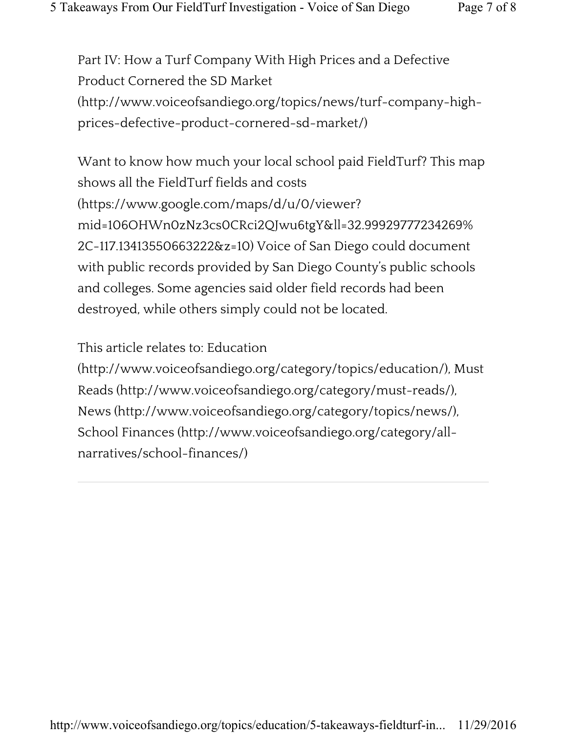Part IV: How a Turf Company With High Prices and a Defective Product Cornered the SD Market (http://www.voiceofsandiego.org/topics/news/turf-company-high-prices-defective-product-cornered-sd-market/)

Want to know how much your local school paid FieldTurf? This map shows all the FieldTurf fields and costs (https://www.google.com/maps/d/u/0/viewer?mid=106OHWn0zNz3cs0CRci2QJwu6tgY&ll=32.99929777234269%2C-117.13413550663222&z=10) Voice of San Diego could document with public records provided by San Diego County's public schools and colleges. Some agencies said older field records had been destroyed, while others simply could not be located.

This article relates to: Education (http://www.voiceofsandiego.org/category/topics/education/), Must Reads (http://www.voiceofsandiego.org/category/must-reads/), News (http://www.voiceofsandiego.org/category/topics/news/), School Finances (http://www.voiceofsandiego.org/category/all-narratives/school-finances/)

---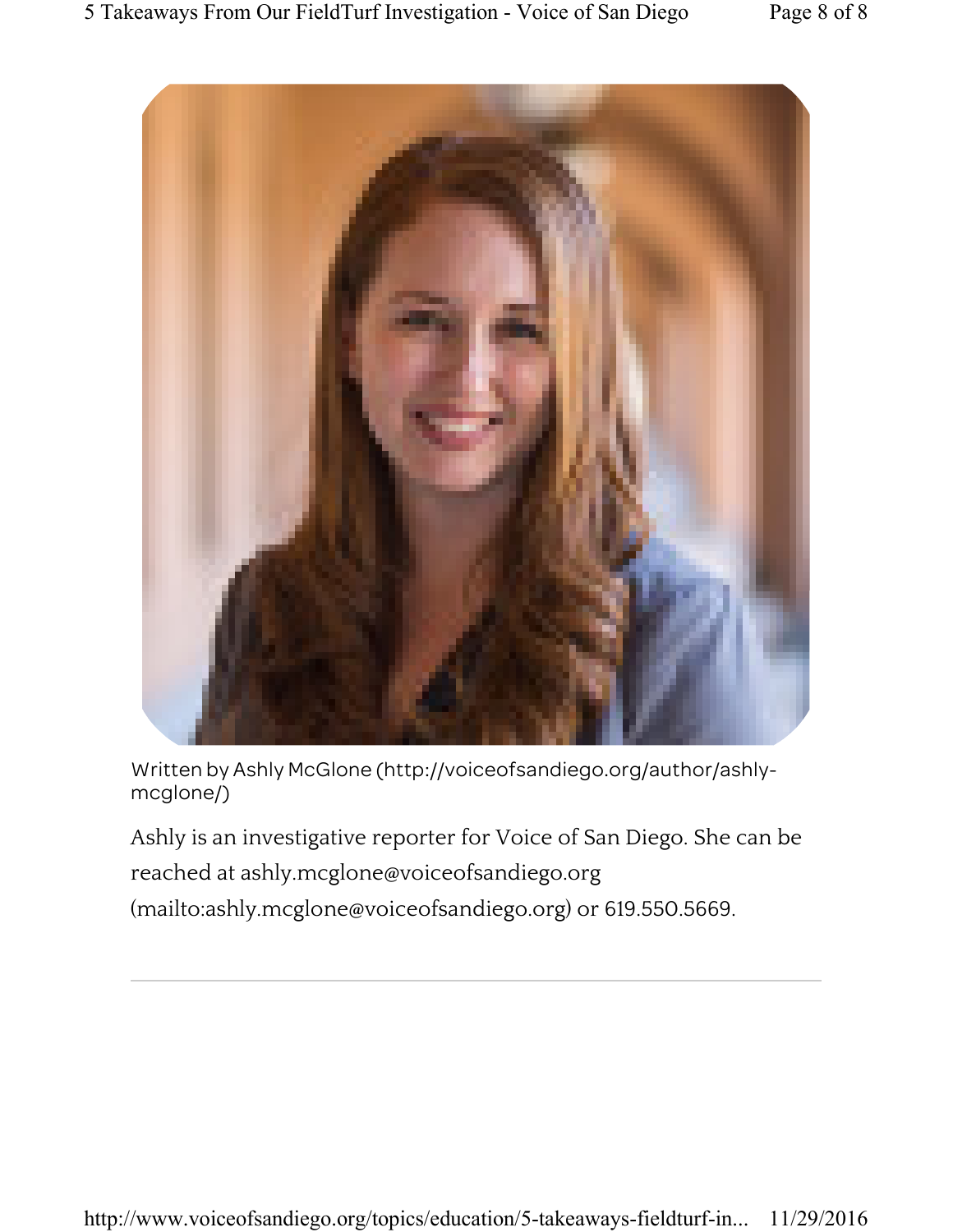Written by Ashly McGlone (http://voiceofsandiego.org/author/ashly-mcglone/)

Ashly is an investigative reporter for Voice of San Diego. She can be reached at ashly.mcglone@voiceofsandiego.org (mailto:ashly.mcglone@voiceofsandiego.org) or 619.550.5669.

---